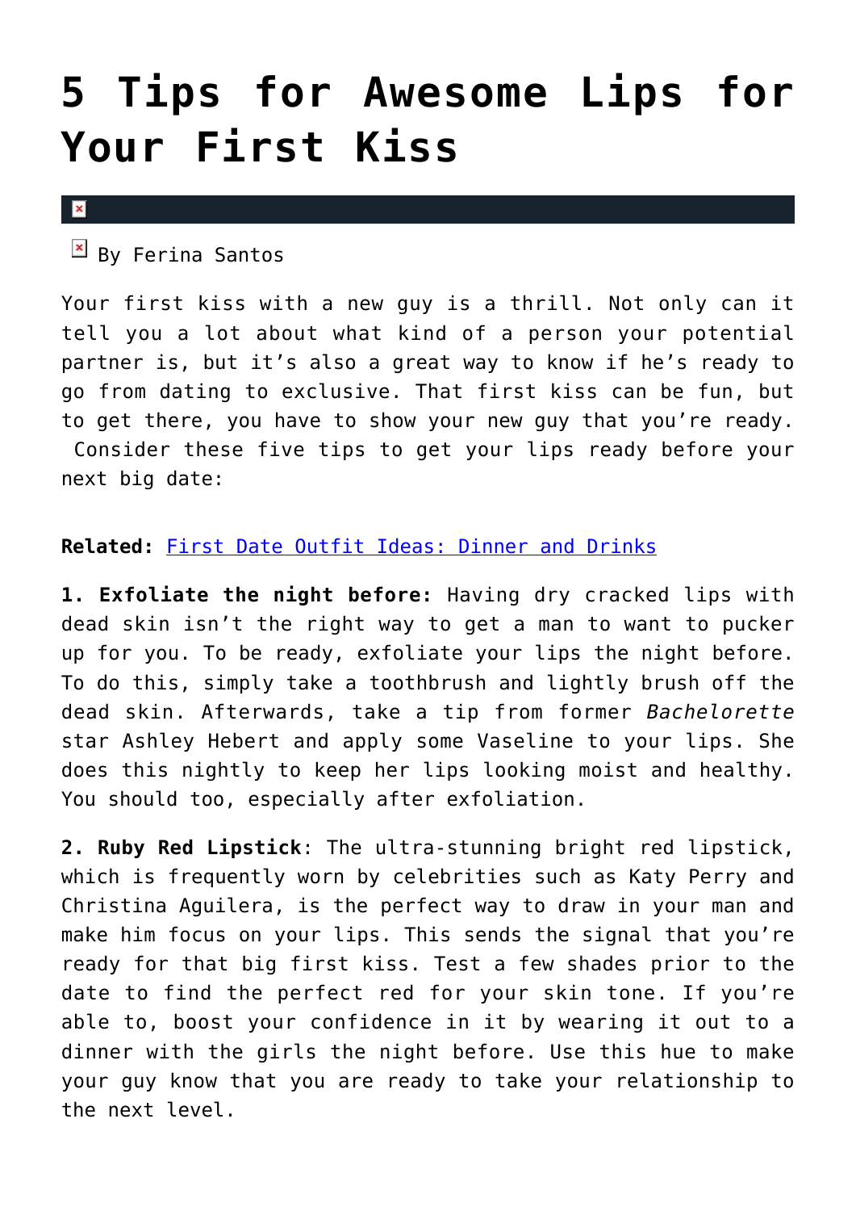# 5 Tips for Awesome Lips for Your First Kiss

By Ferina Santos

Your first kiss with a new guy is a thrill. Not only can it tell you a lot about what kind of a person your potential partner is, but it's also a great way to know if he's ready to go from dating to exclusive. That first kiss can be fun, but to get there, you have to show your new guy that you're ready. Consider these five tips to get your lips ready before your next big date:

**Related:** First Date Outfit Ideas: Dinner and Drinks

**1. Exfoliate the night before:** Having dry cracked lips with dead skin isn't the right way to get a man to want to pucker up for you. To be ready, exfoliate your lips the night before. To do this, simply take a toothbrush and lightly brush off the dead skin. Afterwards, take a tip from former *Bachelorette* star Ashley Hebert and apply some Vaseline to your lips. She does this nightly to keep her lips looking moist and healthy. You should too, especially after exfoliation.

**2. Ruby Red Lipstick**: The ultra-stunning bright red lipstick, which is frequently worn by celebrities such as Katy Perry and Christina Aguilera, is the perfect way to draw in your man and make him focus on your lips. This sends the signal that you're ready for that big first kiss. Test a few shades prior to the date to find the perfect red for your skin tone. If you're able to, boost your confidence in it by wearing it out to a dinner with the girls the night before. Use this hue to make your guy know that you are ready to take your relationship to the next level.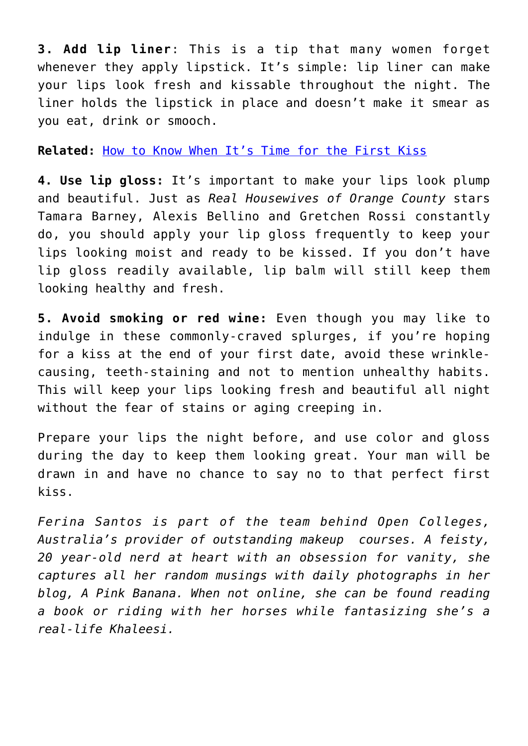**3. Add lip liner**: This is a tip that many women forget whenever they apply lipstick. It's simple: lip liner can make your lips look fresh and kissable throughout the night. The liner holds the lipstick in place and doesn't make it smear as you eat, drink or smooch.

**Related:** How to Know When It's Time for the First Kiss

**4. Use lip gloss:** It's important to make your lips look plump and beautiful. Just as *Real Housewives of Orange County* stars Tamara Barney, Alexis Bellino and Gretchen Rossi constantly do, you should apply your lip gloss frequently to keep your lips looking moist and ready to be kissed. If you don't have lip gloss readily available, lip balm will still keep them looking healthy and fresh.

**5. Avoid smoking or red wine:** Even though you may like to indulge in these commonly-craved splurges, if you're hoping for a kiss at the end of your first date, avoid these wrinkle-causing, teeth-staining and not to mention unhealthy habits. This will keep your lips looking fresh and beautiful all night without the fear of stains or aging creeping in.

Prepare your lips the night before, and use color and gloss during the day to keep them looking great. Your man will be drawn in and have no chance to say no to that perfect first kiss.

*Ferina Santos is part of the team behind Open Colleges, Australia's provider of outstanding makeup courses. A feisty, 20 year-old nerd at heart with an obsession for vanity, she captures all her random musings with daily photographs in her blog, A Pink Banana. When not online, she can be found reading a book or riding with her horses while fantasizing she's a real-life Khaleesi.*